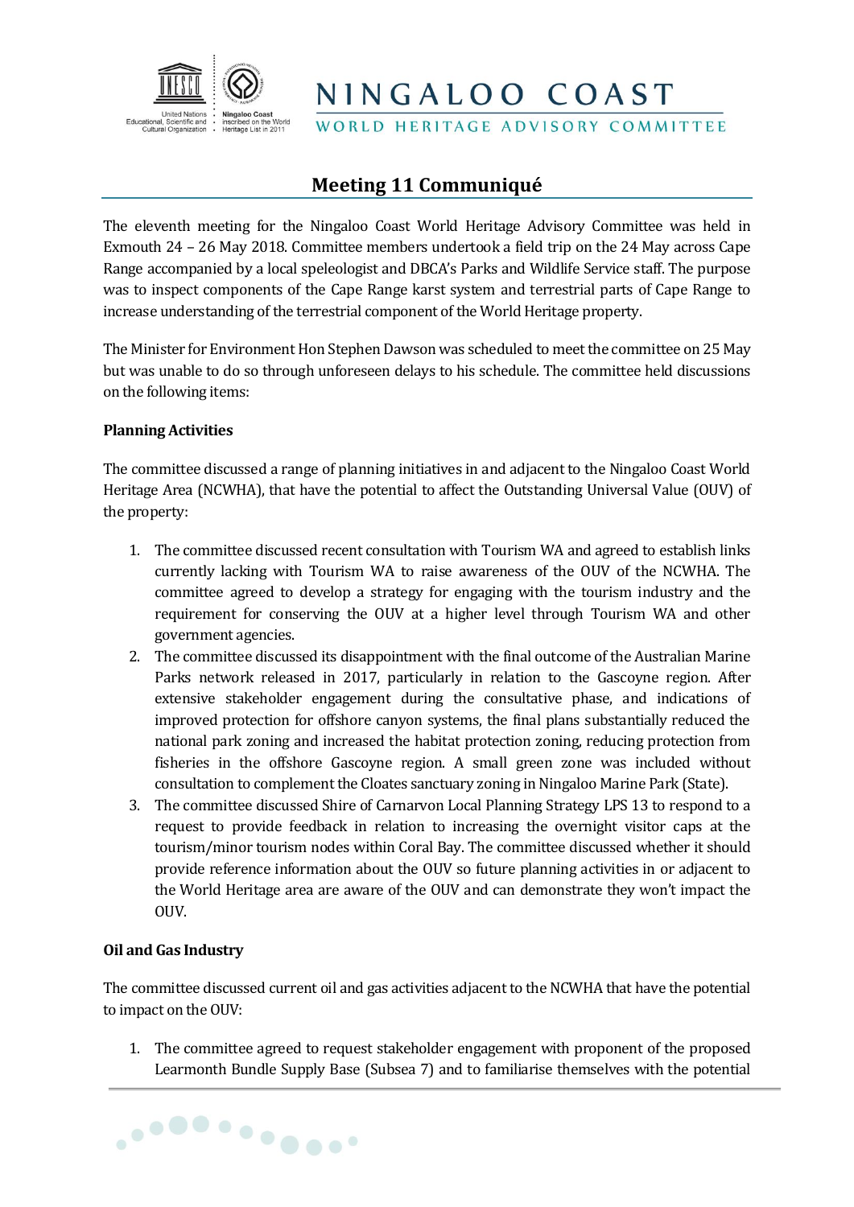NINGALOO COAST

WORLD HERITAGE ADVISORY COMMITTEE

# Meeting 11 Communiqué

The eleventh meeting for the Ningaloo Coast World Heritage Advisory Committee was held in Exmouth 24 – 26 May 2018. Committee members undertook a field trip on the 24 May across Cape Range accompanied by a local speleologist and DBCA's Parks and Wildlife Service staff. The purpose was to inspect components of the Cape Range karst system and terrestrial parts of Cape Range to increase understanding of the terrestrial component of the World Heritage property.

The Minister for Environment Hon Stephen Dawson was scheduled to meet the committee on 25 May but was unable to do so through unforeseen delays to his schedule. The committee held discussions on the following items:

**Planning Activities**

The committee discussed a range of planning initiatives in and adjacent to the Ningaloo Coast World Heritage Area (NCWHA), that have the potential to affect the Outstanding Universal Value (OUV) of the property:

1. The committee discussed recent consultation with Tourism WA and agreed to establish links currently lacking with Tourism WA to raise awareness of the OUV of the NCWHA. The committee agreed to develop a strategy for engaging with the tourism industry and the requirement for conserving the OUV at a higher level through Tourism WA and other government agencies.
2. The committee discussed its disappointment with the final outcome of the Australian Marine Parks network released in 2017, particularly in relation to the Gascoyne region. After extensive stakeholder engagement during the consultative phase, and indications of improved protection for offshore canyon systems, the final plans substantially reduced the national park zoning and increased the habitat protection zoning, reducing protection from fisheries in the offshore Gascoyne region. A small green zone was included without consultation to complement the Cloates sanctuary zoning in Ningaloo Marine Park (State).
3. The committee discussed Shire of Carnarvon Local Planning Strategy LPS 13 to respond to a request to provide feedback in relation to increasing the overnight visitor caps at the tourism/minor tourism nodes within Coral Bay. The committee discussed whether it should provide reference information about the OUV so future planning activities in or adjacent to the World Heritage area are aware of the OUV and can demonstrate they won't impact the OUV.

**Oil and Gas Industry**

The committee discussed current oil and gas activities adjacent to the NCWHA that have the potential to impact on the OUV:

1. The committee agreed to request stakeholder engagement with proponent of the proposed Learmonth Bundle Supply Base (Subsea 7) and to familiarise themselves with the potential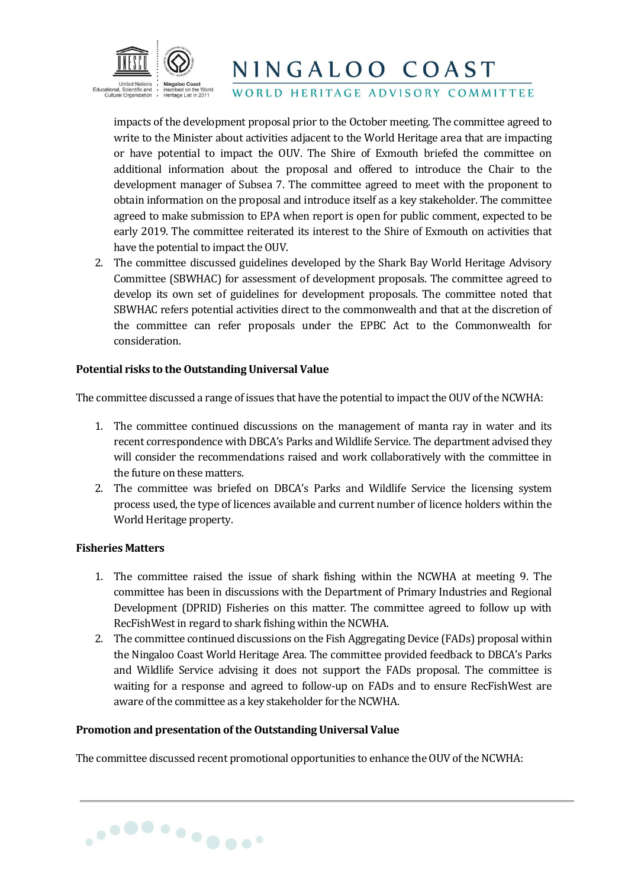impacts of the development proposal prior to the October meeting. The committee agreed to write to the Minister about activities adjacent to the World Heritage area that are impacting or have potential to impact the OUV. The Shire of Exmouth briefed the committee on additional information about the proposal and offered to introduce the Chair to the development manager of Subsea 7. The committee agreed to meet with the proponent to obtain information on the proposal and introduce itself as a key stakeholder. The committee agreed to make submission to EPA when report is open for public comment, expected to be early 2019. The committee reiterated its interest to the Shire of Exmouth on activities that have the potential to impact the OUV.

2. The committee discussed guidelines developed by the Shark Bay World Heritage Advisory Committee (SBWHAC) for assessment of development proposals. The committee agreed to develop its own set of guidelines for development proposals. The committee noted that SBWHAC refers potential activities direct to the commonwealth and that at the discretion of the committee can refer proposals under the EPBC Act to the Commonwealth for consideration.

**Potential risks to the Outstanding Universal Value**

The committee discussed a range of issues that have the potential to impact the OUV of the NCWHA:

1. The committee continued discussions on the management of manta ray in water and its recent correspondence with DBCA's Parks and Wildlife Service. The department advised they will consider the recommendations raised and work collaboratively with the committee in the future on these matters.
2. The committee was briefed on DBCA's Parks and Wildlife Service the licensing system process used, the type of licences available and current number of licence holders within the World Heritage property.

**Fisheries Matters**

1. The committee raised the issue of shark fishing within the NCWHA at meeting 9. The committee has been in discussions with the Department of Primary Industries and Regional Development (DPRID) Fisheries on this matter. The committee agreed to follow up with RecFishWest in regard to shark fishing within the NCWHA.
2. The committee continued discussions on the Fish Aggregating Device (FADs) proposal within the Ningaloo Coast World Heritage Area. The committee provided feedback to DBCA's Parks and Wildlife Service advising it does not support the FADs proposal. The committee is waiting for a response and agreed to follow-up on FADs and to ensure RecFishWest are aware of the committee as a key stakeholder for the NCWHA.

**Promotion and presentation of the Outstanding Universal Value**

The committee discussed recent promotional opportunities to enhance the OUV of the NCWHA: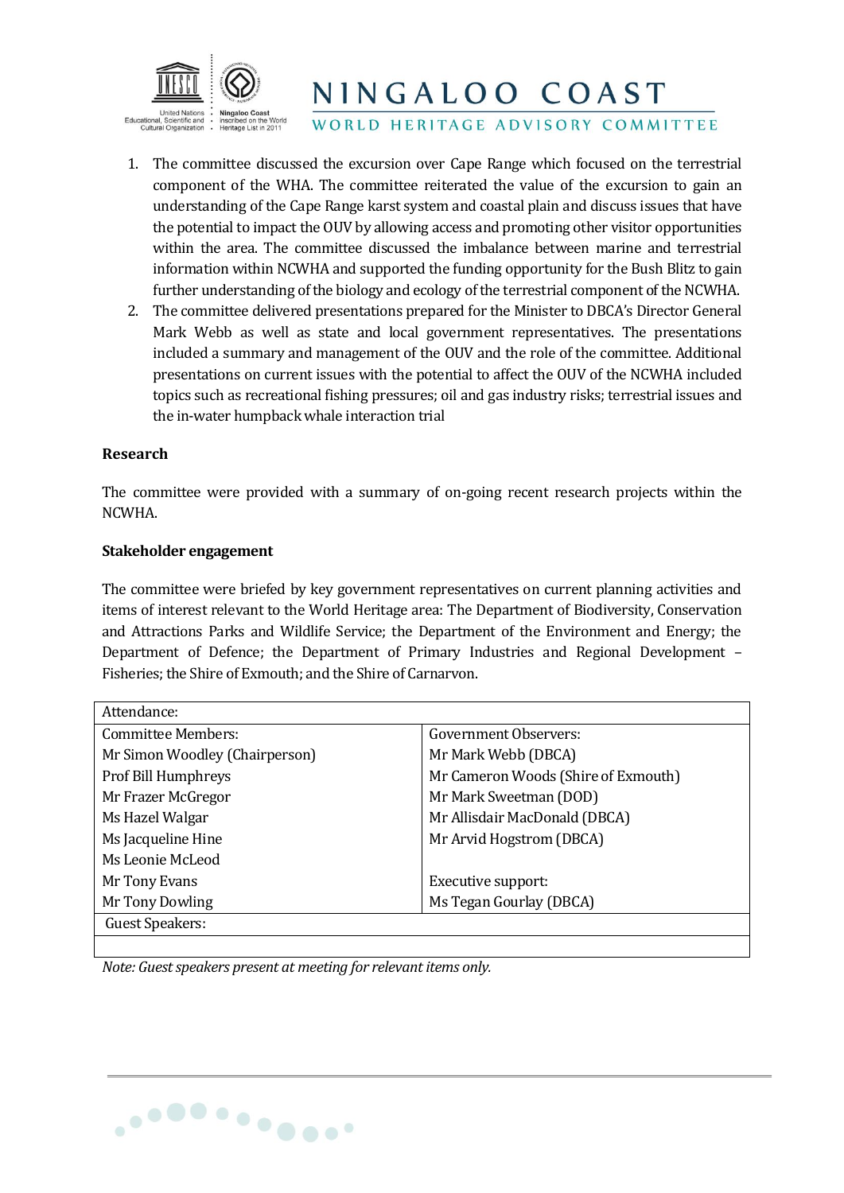1. The committee discussed the excursion over Cape Range which focused on the terrestrial component of the WHA. The committee reiterated the value of the excursion to gain an understanding of the Cape Range karst system and coastal plain and discuss issues that have the potential to impact the OUV by allowing access and promoting other visitor opportunities within the area. The committee discussed the imbalance between marine and terrestrial information within NCWHA and supported the funding opportunity for the Bush Blitz to gain further understanding of the biology and ecology of the terrestrial component of the NCWHA.
2. The committee delivered presentations prepared for the Minister to DBCA's Director General Mark Webb as well as state and local government representatives. The presentations included a summary and management of the OUV and the role of the committee. Additional presentations on current issues with the potential to affect the OUV of the NCWHA included topics such as recreational fishing pressures; oil and gas industry risks; terrestrial issues and the in-water humpback whale interaction trial

**Research**

The committee were provided with a summary of on-going recent research projects within the NCWHA.

**Stakeholder engagement**

The committee were briefed by key government representatives on current planning activities and items of interest relevant to the World Heritage area: The Department of Biodiversity, Conservation and Attractions Parks and Wildlife Service; the Department of the Environment and Energy; the Department of Defence; the Department of Primary Industries and Regional Development – Fisheries; the Shire of Exmouth; and the Shire of Carnarvon.

| Attendance: | |
|---|---|
| Committee Members: | Government Observers: |
| Mr Simon Woodley (Chairperson) | Mr Mark Webb (DBCA) |
| Prof Bill Humphreys | Mr Cameron Woods (Shire of Exmouth) |
| Mr Frazer McGregor | Mr Mark Sweetman (DOD) |
| Ms Hazel Walgar | Mr Allisdair MacDonald (DBCA) |
| Ms Jacqueline Hine | Mr Arvid Hogstrom (DBCA) |
| Ms Leonie McLeod | |
| Mr Tony Evans | Executive support: |
| Mr Tony Dowling | Ms Tegan Gourlay (DBCA) |
| Guest Speakers: | |
| | |

*Note: Guest speakers present at meeting for relevant items only.*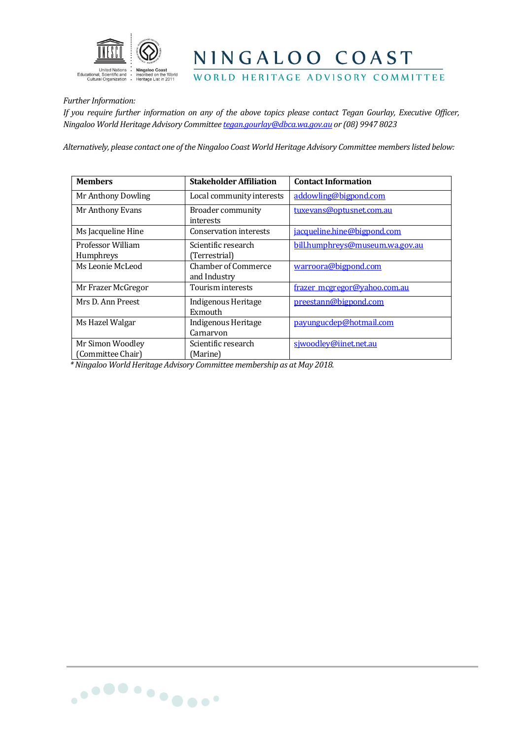*Further Information:*
*If you require further information on any of the above topics please contact Tegan Gourlay, Executive Officer, Ningaloo World Heritage Advisory Committee tegan.gourlay@dbca.wa.gov.au or (08) 9947 8023*

*Alternatively, please contact one of the Ningaloo Coast World Heritage Advisory Committee members listed below:*

| **Members** | **Stakeholder Affiliation** | **Contact Information** |
|---|---|---|
| Mr Anthony Dowling | Local community interests | addowling@bigpond.com |
| Mr Anthony Evans | Broader community interests | tuxevans@optusnet.com.au |
| Ms Jacqueline Hine | Conservation interests | jacqueline.hine@bigpond.com |
| Professor William Humphreys | Scientific research (Terrestrial) | bill.humphreys@museum.wa.gov.au |
| Ms Leonie McLeod | Chamber of Commerce and Industry | warroora@bigpond.com |
| Mr Frazer McGregor | Tourism interests | frazer_mcgregor@yahoo.com.au |
| Mrs D. Ann Preest | Indigenous Heritage Exmouth | preestann@bigpond.com |
| Ms Hazel Walgar | Indigenous Heritage Carnarvon | payungucdep@hotmail.com |
| Mr Simon Woodley (Committee Chair) | Scientific research (Marine) | sjwoodley@iinet.net.au |

*\* Ningaloo World Heritage Advisory Committee membership as at May 2018.*